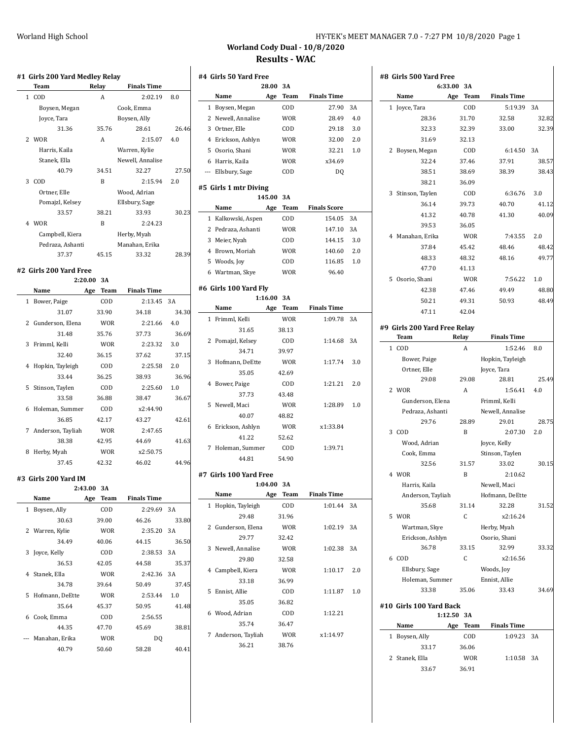# Worland Cody Dual - 10/8/2020

## Results - WAC

### #1 Girls 200 Yard Medley Relay

| | Team | Relay | Finals Time | |
|---|---|---|---|---|
| 1 | COD | A | 2:02.19 | 8.0 |
| | Boysen, Megan | | Cook, Emma | |
| | Joyce, Tara | | Boysen, Ally | |
| | 31.36 | 35.76 | 28.61 | 26.46 |
| 2 | WOR | A | 2:15.07 | 4.0 |
| | Harris, Kaila | | Warren, Kylie | |
| | Stanek, Ella | | Newell, Annalise | |
| | 40.79 | 34.51 | 32.27 | 27.50 |
| 3 | COD | B | 2:15.94 | 2.0 |
| | Ortner, Elle | | Wood, Adrian | |
| | Pomajzl, Kelsey | | Ellsbury, Sage | |
| | 33.57 | 38.21 | 33.93 | 30.23 |
| 4 | WOR | B | 2:24.23 | |
| | Campbell, Kiera | | Herby, Myah | |
| | Pedraza, Ashanti | | Manahan, Erika | |
| | 37.37 | 45.15 | 33.32 | 28.39 |

### #2 Girls 200 Yard Free

2:20.00 3A

| | Name | Age | Team | Finals Time | |
|---|---|---|---|---|---|
| 1 | Bower, Paige | | COD | 2:13.45 | 3A |
| | 31.07 | 33.90 | 34.18 | 34.30 | |
| 2 | Gunderson, Elena | | WOR | 2:21.66 | 4.0 |
| | 31.48 | 35.76 | 37.73 | 36.69 | |
| 3 | Frimml, Kelli | | WOR | 2:23.32 | 3.0 |
| | 32.40 | 36.15 | 37.62 | 37.15 | |
| 4 | Hopkin, Tayleigh | | COD | 2:25.58 | 2.0 |
| | 33.44 | 36.25 | 38.93 | 36.96 | |
| 5 | Stinson, Taylen | | COD | 2:25.60 | 1.0 |
| | 33.58 | 36.88 | 38.47 | 36.67 | |
| 6 | Holeman, Summer | | COD | x2:44.90 | |
| | 36.85 | 42.17 | 43.27 | 42.61 | |
| 7 | Anderson, Tayliah | | WOR | 2:47.65 | |
| | 38.38 | 42.95 | 44.69 | 41.63 | |
| 8 | Herby, Myah | | WOR | x2:50.75 | |
| | 37.45 | 42.32 | 46.02 | 44.96 | |

### #3 Girls 200 Yard IM

2:43.00 3A

| | Name | Age | Team | Finals Time | |
|---|---|---|---|---|---|
| 1 | Boysen, Ally | | COD | 2:29.69 | 3A |
| | 30.63 | 39.00 | 46.26 | 33.80 | |
| 2 | Warren, Kylie | | WOR | 2:35.20 | 3A |
| | 34.49 | 40.06 | 44.15 | 36.50 | |
| 3 | Joyce, Kelly | | COD | 2:38.53 | 3A |
| | 36.53 | 42.05 | 44.58 | 35.37 | |
| 4 | Stanek, Ella | | WOR | 2:42.36 | 3A |
| | 34.78 | 39.64 | 50.49 | 37.45 | |
| 5 | Hofmann, DeEtte | | WOR | 2:53.44 | 1.0 |
| | 35.64 | 45.37 | 50.95 | 41.48 | |
| 6 | Cook, Emma | | COD | 2:56.55 | |
| | 44.35 | 47.70 | 45.69 | 38.81 | |
| --- | Manahan, Erika | | WOR | DQ | |
| | 40.79 | 50.60 | 58.28 | 40.41 | |

### #4 Girls 50 Yard Free

28.00 3A

| | Name | Age | Team | Finals Time | |
|---|---|---|---|---|---|
| 1 | Boysen, Megan | | COD | 27.90 | 3A |
| 2 | Newell, Annalise | | WOR | 28.49 | 4.0 |
| 3 | Ortner, Elle | | COD | 29.18 | 3.0 |
| 4 | Erickson, Ashlyn | | WOR | 32.00 | 2.0 |
| 5 | Osorio, Shani | | WOR | 32.21 | 1.0 |
| 6 | Harris, Kaila | | WOR | x34.69 | |
| --- | Ellsbury, Sage | | COD | DQ | |

### #5 Girls 1 mtr Diving

145.00 3A

| | Name | Age | Team | Finals Score | |
|---|---|---|---|---|---|
| 1 | Kalkowski, Aspen | | COD | 154.05 | 3A |
| 2 | Pedraza, Ashanti | | WOR | 147.10 | 3A |
| 3 | Meier, Nyah | | COD | 144.15 | 3.0 |
| 4 | Brown, Moriah | | WOR | 140.60 | 2.0 |
| 5 | Woods, Joy | | COD | 116.85 | 1.0 |
| 6 | Wartman, Skye | | WOR | 96.40 | |

### #6 Girls 100 Yard Fly

1:16.00 3A

| | Name | Age | Team | Finals Time | |
|---|---|---|---|---|---|
| 1 | Frimml, Kelli | | WOR | 1:09.78 | 3A |
| | 31.65 | 38.13 | | | |
| 2 | Pomajzl, Kelsey | | COD | 1:14.68 | 3A |
| | 34.71 | 39.97 | | | |
| 3 | Hofmann, DeEtte | | WOR | 1:17.74 | 3.0 |
| | 35.05 | 42.69 | | | |
| 4 | Bower, Paige | | COD | 1:21.21 | 2.0 |
| | 37.73 | 43.48 | | | |
| 5 | Newell, Maci | | WOR | 1:28.89 | 1.0 |
| | 40.07 | 48.82 | | | |
| 6 | Erickson, Ashlyn | | WOR | x1:33.84 | |
| | 41.22 | 52.62 | | | |
| 7 | Holeman, Summer | | COD | 1:39.71 | |
| | 44.81 | 54.90 | | | |

### #7 Girls 100 Yard Free

1:04.00 3A

| | Name | Age | Team | Finals Time | |
|---|---|---|---|---|---|
| 1 | Hopkin, Tayleigh | | COD | 1:01.44 | 3A |
| | 29.48 | 31.96 | | | |
| 2 | Gunderson, Elena | | WOR | 1:02.19 | 3A |
| | 29.77 | 32.42 | | | |
| 3 | Newell, Annalise | | WOR | 1:02.38 | 3A |
| | 29.80 | 32.58 | | | |
| 4 | Campbell, Kiera | | WOR | 1:10.17 | 2.0 |
| | 33.18 | 36.99 | | | |
| 5 | Ennist, Allie | | COD | 1:11.87 | 1.0 |
| | 35.05 | 36.82 | | | |
| 6 | Wood, Adrian | | COD | 1:12.21 | |
| | 35.74 | 36.47 | | | |
| 7 | Anderson, Tayliah | | WOR | x1:14.97 | |
| | 36.21 | 38.76 | | | |

### #8 Girls 500 Yard Free

6:33.00 3A

| | Name | Age | Team | Finals Time | |
|---|---|---|---|---|---|
| 1 | Joyce, Tara | | COD | 5:19.39 | 3A |
| | 28.36 | 31.70 | 32.58 | 32.82 | |
| | 32.33 | 32.39 | 33.00 | 32.39 | |
| | 31.69 | 32.13 | | | |
| 2 | Boysen, Megan | | COD | 6:14.50 | 3A |
| | 32.24 | 37.46 | 37.91 | 38.57 | |
| | 38.51 | 38.69 | 38.39 | 38.43 | |
| | 38.21 | 36.09 | | | |
| 3 | Stinson, Taylen | | COD | 6:36.76 | 3.0 |
| | 36.14 | 39.73 | 40.70 | 41.12 | |
| | 41.32 | 40.78 | 41.30 | 40.09 | |
| | 39.53 | 36.05 | | | |
| 4 | Manahan, Erika | | WOR | 7:43.55 | 2.0 |
| | 37.84 | 45.42 | 48.46 | 48.42 | |
| | 48.33 | 48.32 | 48.16 | 49.77 | |
| | 47.70 | 41.13 | | | |
| 5 | Osorio, Shani | | WOR | 7:56.22 | 1.0 |
| | 42.38 | 47.46 | 49.49 | 48.80 | |
| | 50.21 | 49.31 | 50.93 | 48.49 | |
| | 47.11 | 42.04 | | | |

### #9 Girls 200 Yard Free Relay

| | Team | Relay | Finals Time | |
|---|---|---|---|---|
| 1 | COD | A | 1:52.46 | 8.0 |
| | Bower, Paige | | Hopkin, Tayleigh | |
| | Ortner, Elle | | Joyce, Tara | |
| | 29.08 | 29.08 | 28.81 | 25.49 |
| 2 | WOR | A | 1:56.41 | 4.0 |
| | Gunderson, Elena | | Frimml, Kelli | |
| | Pedraza, Ashanti | | Newell, Annalise | |
| | 29.76 | 28.89 | 29.01 | 28.75 |
| 3 | COD | B | 2:07.30 | 2.0 |
| | Wood, Adrian | | Joyce, Kelly | |
| | Cook, Emma | | Stinson, Taylen | |
| | 32.56 | 31.57 | 33.02 | 30.15 |
| 4 | WOR | B | 2:10.62 | |
| | Harris, Kaila | | Newell, Maci | |
| | Anderson, Tayliah | | Hofmann, DeEtte | |
| | 35.68 | 31.14 | 32.28 | 31.52 |
| 5 | WOR | C | x2:16.24 | |
| | Wartman, Skye | | Herby, Myah | |
| | Erickson, Ashlyn | | Osorio, Shani | |
| | 36.78 | 33.15 | 32.99 | 33.32 |
| 6 | COD | C | x2:16.56 | |
| | Ellsbury, Sage | | Woods, Joy | |
| | Holeman, Summer | | Ennist, Allie | |
| | 33.38 | 35.06 | 33.43 | 34.69 |

### #10 Girls 100 Yard Back

1:12.50 3A

| | Name | Age | Team | Finals Time | |
|---|---|---|---|---|---|
| 1 | Boysen, Ally | | COD | 1:09.23 | 3A |
| | 33.17 | 36.06 | | | |
| 2 | Stanek, Ella | | WOR | 1:10.58 | 3A |
| | 33.67 | 36.91 | | | |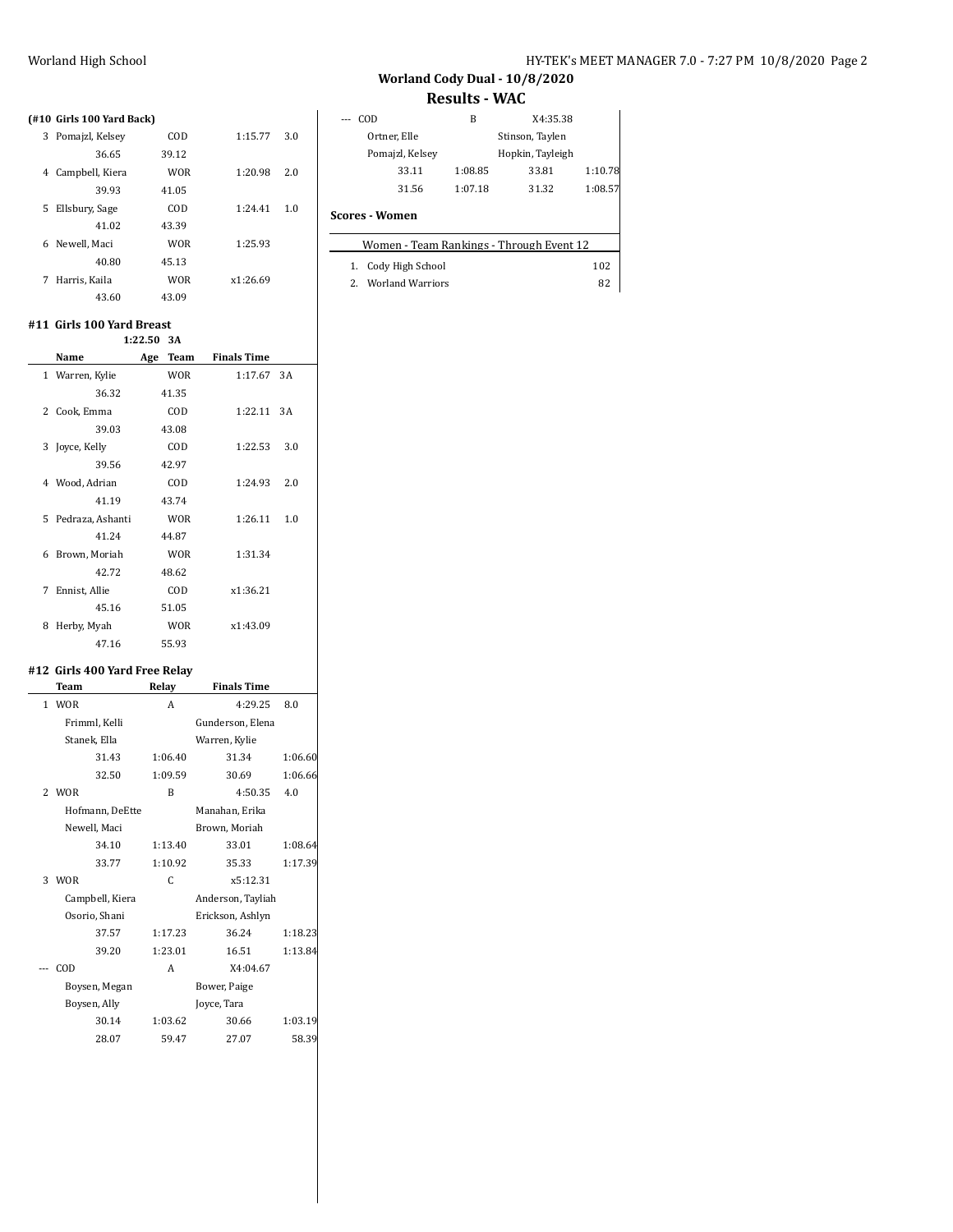## Worland Cody Dual - 10/8/2020

## Results - WAC

### (#10 Girls 100 Yard Back)

| | Name | Age | Team | Finals Time | Points |
|---|---|---|---|---|---|
| 3 | Pomajzl, Kelsey | | COD | 1:15.77 | 3.0 |
| | 36.65 | 39.12 | | | |
| 4 | Campbell, Kiera | | WOR | 1:20.98 | 2.0 |
| | 39.93 | 41.05 | | | |
| 5 | Ellsbury, Sage | | COD | 1:24.41 | 1.0 |
| | 41.02 | 43.39 | | | |
| 6 | Newell, Maci | | WOR | 1:25.93 | |
| | 40.80 | 45.13 | | | |
| 7 | Harris, Kaila | | WOR | x1:26.69 | |
| | 43.60 | 43.09 | | | |

### #11 Girls 100 Yard Breast

1:22.50 3A

| | Name | Age | Team | Finals Time | |
|---|---|---|---|---|---|
| 1 | Warren, Kylie | | WOR | 1:17.67 | 3A |
| | 36.32 | 41.35 | | | |
| 2 | Cook, Emma | | COD | 1:22.11 | 3A |
| | 39.03 | 43.08 | | | |
| 3 | Joyce, Kelly | | COD | 1:22.53 | 3.0 |
| | 39.56 | 42.97 | | | |
| 4 | Wood, Adrian | | COD | 1:24.93 | 2.0 |
| | 41.19 | 43.74 | | | |
| 5 | Pedraza, Ashanti | | WOR | 1:26.11 | 1.0 |
| | 41.24 | 44.87 | | | |
| 6 | Brown, Moriah | | WOR | 1:31.34 | |
| | 42.72 | 48.62 | | | |
| 7 | Ennist, Allie | | COD | x1:36.21 | |
| | 45.16 | 51.05 | | | |
| 8 | Herby, Myah | | WOR | x1:43.09 | |
| | 47.16 | 55.93 | | | |

### #12 Girls 400 Yard Free Relay

| | Team | Relay | Finals Time | |
|---|---|---|---|---|
| 1 | WOR | A | 4:29.25 | 8.0 |
| | Frimml, Kelli | | Gunderson, Elena | |
| | Stanek, Ella | | Warren, Kylie | |
| | 31.43 | 1:06.40 | 31.34 | 1:06.60 |
| | 32.50 | 1:09.59 | 30.69 | 1:06.66 |
| 2 | WOR | B | 4:50.35 | 4.0 |
| | Hofmann, DeEtte | | Manahan, Erika | |
| | Newell, Maci | | Brown, Moriah | |
| | 34.10 | 1:13.40 | 33.01 | 1:08.64 |
| | 33.77 | 1:10.92 | 35.33 | 1:17.39 |
| 3 | WOR | C | x5:12.31 | |
| | Campbell, Kiera | | Anderson, Tayliah | |
| | Osorio, Shani | | Erickson, Ashlyn | |
| | 37.57 | 1:17.23 | 36.24 | 1:18.23 |
| | 39.20 | 1:23.01 | 16.51 | 1:13.84 |
| --- | COD | A | X4:04.67 | |
| | Boysen, Megan | | Bower, Paige | |
| | Boysen, Ally | | Joyce, Tara | |
| | 30.14 | 1:03.62 | 30.66 | 1:03.19 |
| | 28.07 | 59.47 | 27.07 | 58.39 |
| --- | COD | B | X4:35.38 | |
| | Ortner, Elle | | Stinson, Taylen | |
| | Pomajzl, Kelsey | | Hopkin, Tayleigh | |
| | 33.11 | 1:08.85 | 33.81 | 1:10.78 |
| | 31.56 | 1:07.18 | 31.32 | 1:08.57 |

### Scores - Women

Women - Team Rankings - Through Event 12

| | Team | Points |
|---|---|---|
| 1. | Cody High School | 102 |
| 2. | Worland Warriors | 82 |